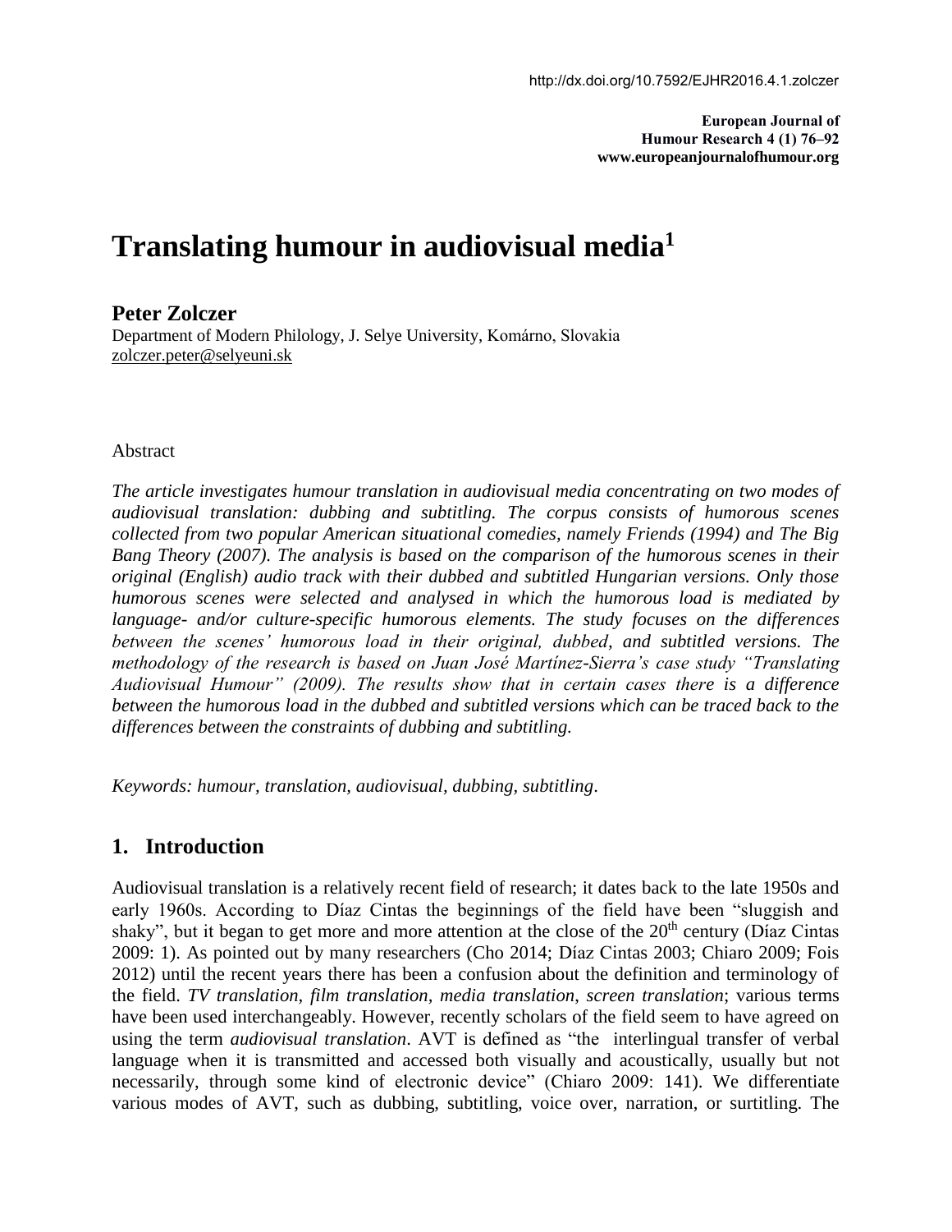# Translating humour in audiovisual media[1]

**Peter Zolczer**
Department of Modern Philology, J. Selye University, Komárno, Slovakia
zolczer.peter@selyeuni.sk

Abstract

*The article investigates humour translation in audiovisual media concentrating on two modes of audiovisual translation: dubbing and subtitling. The corpus consists of humorous scenes collected from two popular American situational comedies, namely Friends (1994) and The Big Bang Theory (2007). The analysis is based on the comparison of the humorous scenes in their original (English) audio track with their dubbed and subtitled Hungarian versions. Only those humorous scenes were selected and analysed in which the humorous load is mediated by language- and/or culture-specific humorous elements. The study focuses on the differences between the scenes' humorous load in their original, dubbed, and subtitled versions. The methodology of the research is based on Juan José Martínez-Sierra's case study "Translating Audiovisual Humour" (2009). The results show that in certain cases there is a difference between the humorous load in the dubbed and subtitled versions which can be traced back to the differences between the constraints of dubbing and subtitling.*

*Keywords: humour, translation, audiovisual, dubbing, subtitling.*

## 1. Introduction

Audiovisual translation is a relatively recent field of research; it dates back to the late 1950s and early 1960s. According to Díaz Cintas the beginnings of the field have been "sluggish and shaky", but it began to get more and more attention at the close of the 20th century (Díaz Cintas 2009: 1). As pointed out by many researchers (Cho 2014; Díaz Cintas 2003; Chiaro 2009; Fois 2012) until the recent years there has been a confusion about the definition and terminology of the field. *TV translation, film translation, media translation*, *screen translation*; various terms have been used interchangeably. However, recently scholars of the field seem to have agreed on using the term *audiovisual translation*. AVT is defined as "the interlingual transfer of verbal language when it is transmitted and accessed both visually and acoustically, usually but not necessarily, through some kind of electronic device" (Chiaro 2009: 141). We differentiate various modes of AVT, such as dubbing, subtitling, voice over, narration, or surtitling. The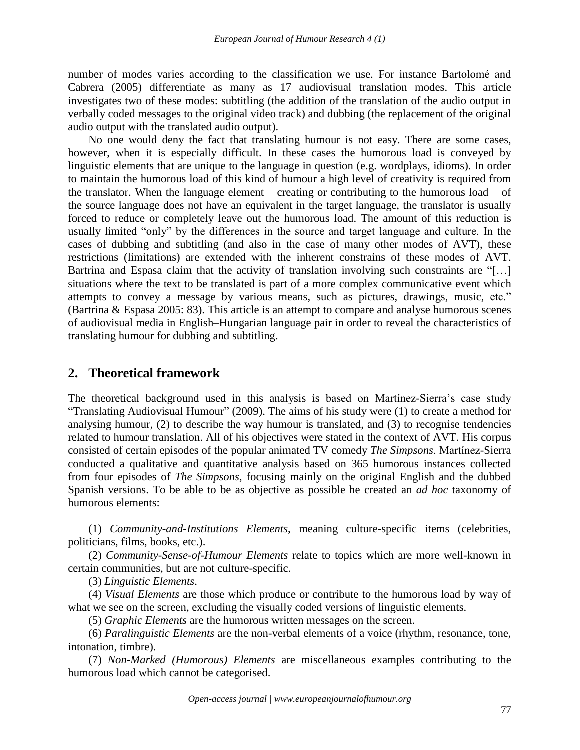number of modes varies according to the classification we use. For instance Bartolomé and Cabrera (2005) differentiate as many as 17 audiovisual translation modes. This article investigates two of these modes: subtitling (the addition of the translation of the audio output in verbally coded messages to the original video track) and dubbing (the replacement of the original audio output with the translated audio output).

No one would deny the fact that translating humour is not easy. There are some cases, however, when it is especially difficult. In these cases the humorous load is conveyed by linguistic elements that are unique to the language in question (e.g. wordplays, idioms). In order to maintain the humorous load of this kind of humour a high level of creativity is required from the translator. When the language element – creating or contributing to the humorous load – of the source language does not have an equivalent in the target language, the translator is usually forced to reduce or completely leave out the humorous load. The amount of this reduction is usually limited "only" by the differences in the source and target language and culture. In the cases of dubbing and subtitling (and also in the case of many other modes of AVT), these restrictions (limitations) are extended with the inherent constrains of these modes of AVT. Bartrina and Espasa claim that the activity of translation involving such constraints are "[…] situations where the text to be translated is part of a more complex communicative event which attempts to convey a message by various means, such as pictures, drawings, music, etc." (Bartrina & Espasa 2005: 83). This article is an attempt to compare and analyse humorous scenes of audiovisual media in English–Hungarian language pair in order to reveal the characteristics of translating humour for dubbing and subtitling.

## 2. Theoretical framework

The theoretical background used in this analysis is based on Martínez-Sierra's case study "Translating Audiovisual Humour" (2009). The aims of his study were (1) to create a method for analysing humour, (2) to describe the way humour is translated, and (3) to recognise tendencies related to humour translation. All of his objectives were stated in the context of AVT. His corpus consisted of certain episodes of the popular animated TV comedy *The Simpsons*. Martínez-Sierra conducted a qualitative and quantitative analysis based on 365 humorous instances collected from four episodes of *The Simpsons*, focusing mainly on the original English and the dubbed Spanish versions. To be able to be as objective as possible he created an *ad hoc* taxonomy of humorous elements:

(1) *Community-and-Institutions Elements*, meaning culture-specific items (celebrities, politicians, films, books, etc.).

(2) *Community-Sense-of-Humour Elements* relate to topics which are more well-known in certain communities, but are not culture-specific.

(3) *Linguistic Elements*.

(4) *Visual Elements* are those which produce or contribute to the humorous load by way of what we see on the screen, excluding the visually coded versions of linguistic elements.

(5) *Graphic Elements* are the humorous written messages on the screen.

(6) *Paralinguistic Elements* are the non-verbal elements of a voice (rhythm, resonance, tone, intonation, timbre).

(7) *Non-Marked (Humorous) Elements* are miscellaneous examples contributing to the humorous load which cannot be categorised.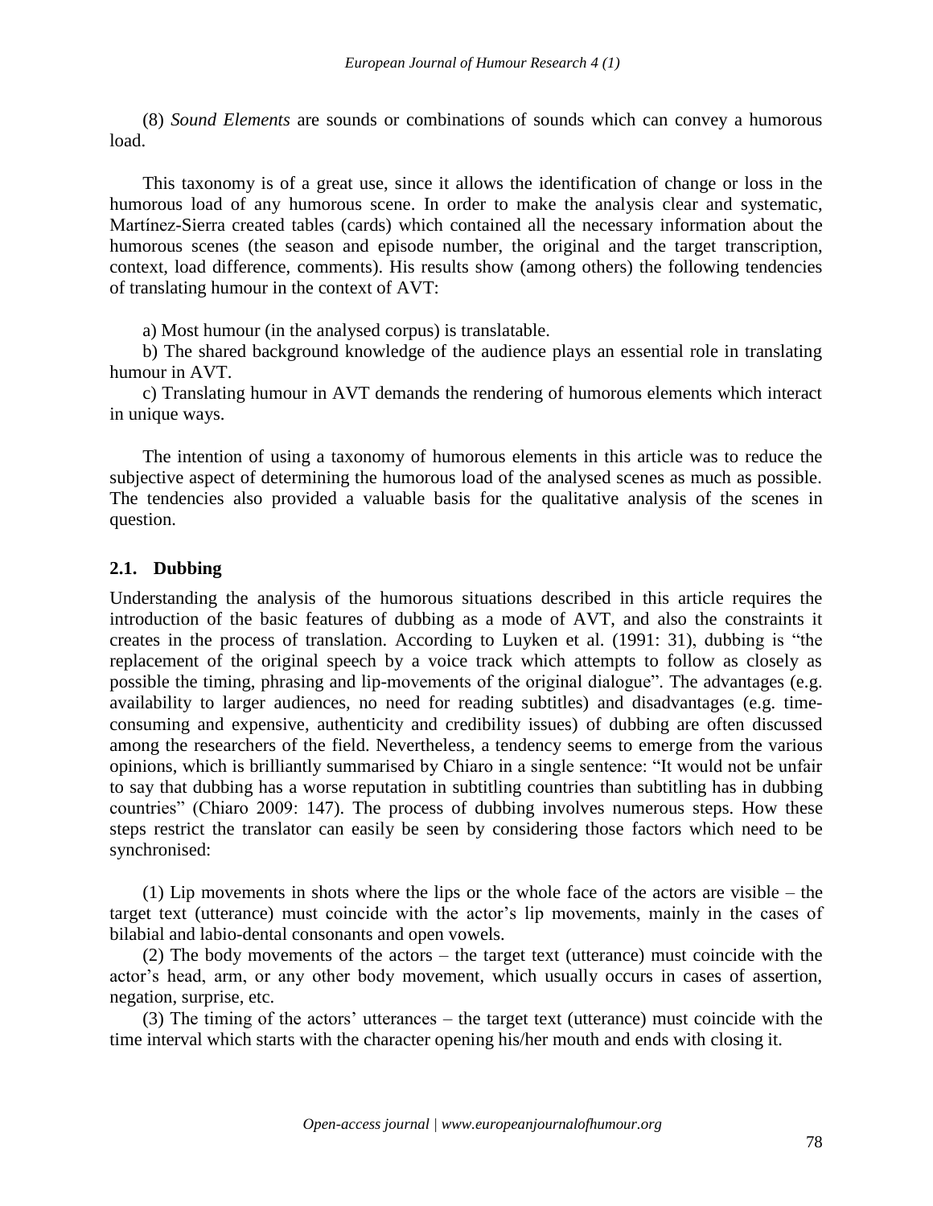(8) *Sound Elements* are sounds or combinations of sounds which can convey a humorous load.

This taxonomy is of a great use, since it allows the identification of change or loss in the humorous load of any humorous scene. In order to make the analysis clear and systematic, Martínez-Sierra created tables (cards) which contained all the necessary information about the humorous scenes (the season and episode number, the original and the target transcription, context, load difference, comments). His results show (among others) the following tendencies of translating humour in the context of AVT:

a) Most humour (in the analysed corpus) is translatable.

b) The shared background knowledge of the audience plays an essential role in translating humour in AVT.

c) Translating humour in AVT demands the rendering of humorous elements which interact in unique ways.

The intention of using a taxonomy of humorous elements in this article was to reduce the subjective aspect of determining the humorous load of the analysed scenes as much as possible. The tendencies also provided a valuable basis for the qualitative analysis of the scenes in question.

## 2.1. Dubbing

Understanding the analysis of the humorous situations described in this article requires the introduction of the basic features of dubbing as a mode of AVT, and also the constraints it creates in the process of translation. According to Luyken et al. (1991: 31), dubbing is "the replacement of the original speech by a voice track which attempts to follow as closely as possible the timing, phrasing and lip-movements of the original dialogue". The advantages (e.g. availability to larger audiences, no need for reading subtitles) and disadvantages (e.g. time-consuming and expensive, authenticity and credibility issues) of dubbing are often discussed among the researchers of the field. Nevertheless, a tendency seems to emerge from the various opinions, which is brilliantly summarised by Chiaro in a single sentence: "It would not be unfair to say that dubbing has a worse reputation in subtitling countries than subtitling has in dubbing countries" (Chiaro 2009: 147). The process of dubbing involves numerous steps. How these steps restrict the translator can easily be seen by considering those factors which need to be synchronised:

(1) Lip movements in shots where the lips or the whole face of the actors are visible – the target text (utterance) must coincide with the actor's lip movements, mainly in the cases of bilabial and labio-dental consonants and open vowels.

(2) The body movements of the actors – the target text (utterance) must coincide with the actor's head, arm, or any other body movement, which usually occurs in cases of assertion, negation, surprise, etc.

(3) The timing of the actors' utterances – the target text (utterance) must coincide with the time interval which starts with the character opening his/her mouth and ends with closing it.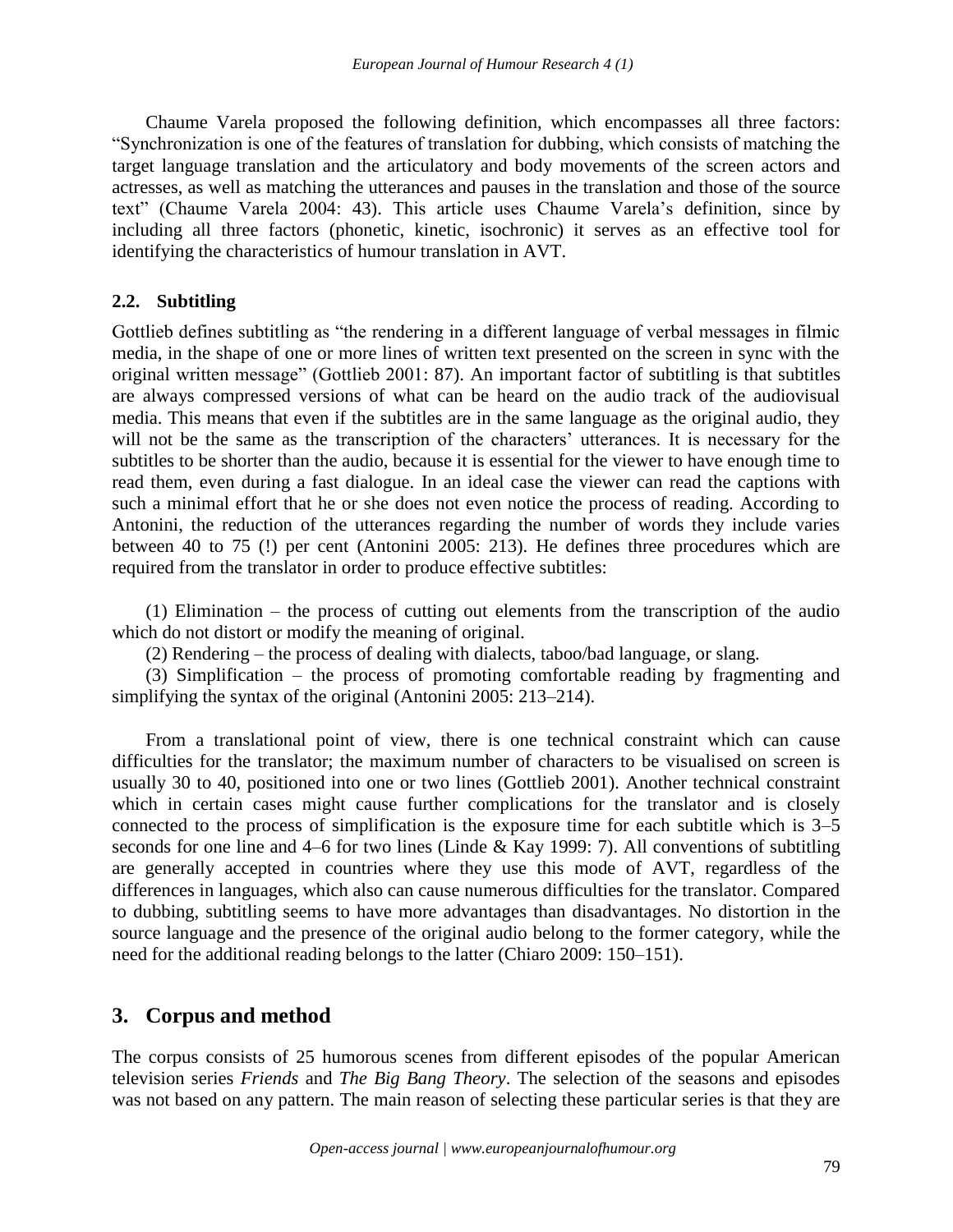Chaume Varela proposed the following definition, which encompasses all three factors: "Synchronization is one of the features of translation for dubbing, which consists of matching the target language translation and the articulatory and body movements of the screen actors and actresses, as well as matching the utterances and pauses in the translation and those of the source text" (Chaume Varela 2004: 43). This article uses Chaume Varela's definition, since by including all three factors (phonetic, kinetic, isochronic) it serves as an effective tool for identifying the characteristics of humour translation in AVT.

### 2.2. Subtitling

Gottlieb defines subtitling as "the rendering in a different language of verbal messages in filmic media, in the shape of one or more lines of written text presented on the screen in sync with the original written message" (Gottlieb 2001: 87). An important factor of subtitling is that subtitles are always compressed versions of what can be heard on the audio track of the audiovisual media. This means that even if the subtitles are in the same language as the original audio, they will not be the same as the transcription of the characters' utterances. It is necessary for the subtitles to be shorter than the audio, because it is essential for the viewer to have enough time to read them, even during a fast dialogue. In an ideal case the viewer can read the captions with such a minimal effort that he or she does not even notice the process of reading. According to Antonini, the reduction of the utterances regarding the number of words they include varies between 40 to 75 (!) per cent (Antonini 2005: 213). He defines three procedures which are required from the translator in order to produce effective subtitles:

(1) Elimination – the process of cutting out elements from the transcription of the audio which do not distort or modify the meaning of original.

(2) Rendering – the process of dealing with dialects, taboo/bad language, or slang.

(3) Simplification – the process of promoting comfortable reading by fragmenting and simplifying the syntax of the original (Antonini 2005: 213–214).

From a translational point of view, there is one technical constraint which can cause difficulties for the translator; the maximum number of characters to be visualised on screen is usually 30 to 40, positioned into one or two lines (Gottlieb 2001). Another technical constraint which in certain cases might cause further complications for the translator and is closely connected to the process of simplification is the exposure time for each subtitle which is 3–5 seconds for one line and 4–6 for two lines (Linde & Kay 1999: 7). All conventions of subtitling are generally accepted in countries where they use this mode of AVT, regardless of the differences in languages, which also can cause numerous difficulties for the translator. Compared to dubbing, subtitling seems to have more advantages than disadvantages. No distortion in the source language and the presence of the original audio belong to the former category, while the need for the additional reading belongs to the latter (Chiaro 2009: 150–151).

## 3. Corpus and method

The corpus consists of 25 humorous scenes from different episodes of the popular American television series *Friends* and *The Big Bang Theory*. The selection of the seasons and episodes was not based on any pattern. The main reason of selecting these particular series is that they are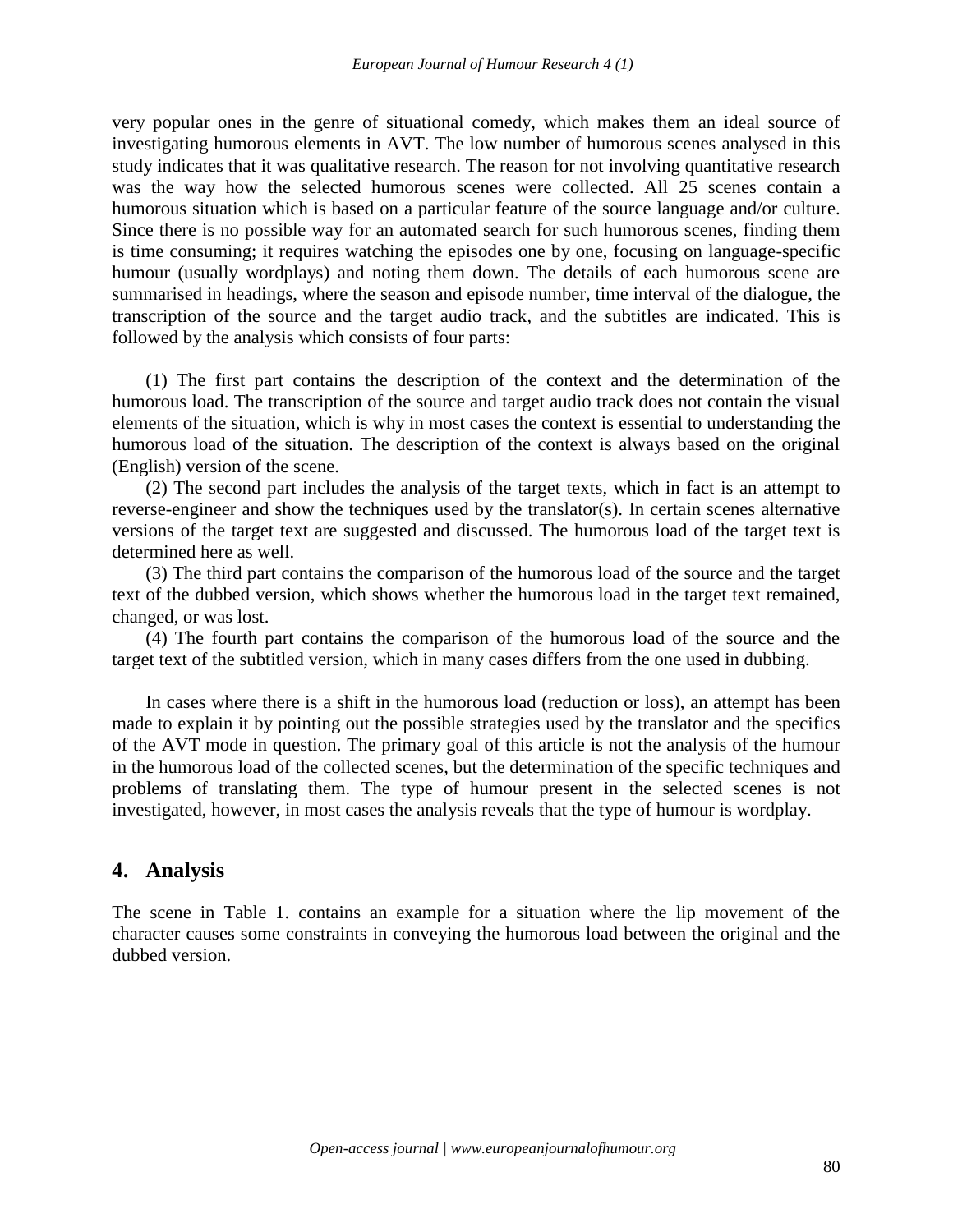very popular ones in the genre of situational comedy, which makes them an ideal source of investigating humorous elements in AVT. The low number of humorous scenes analysed in this study indicates that it was qualitative research. The reason for not involving quantitative research was the way how the selected humorous scenes were collected. All 25 scenes contain a humorous situation which is based on a particular feature of the source language and/or culture. Since there is no possible way for an automated search for such humorous scenes, finding them is time consuming; it requires watching the episodes one by one, focusing on language-specific humour (usually wordplays) and noting them down. The details of each humorous scene are summarised in headings, where the season and episode number, time interval of the dialogue, the transcription of the source and the target audio track, and the subtitles are indicated. This is followed by the analysis which consists of four parts:

(1) The first part contains the description of the context and the determination of the humorous load. The transcription of the source and target audio track does not contain the visual elements of the situation, which is why in most cases the context is essential to understanding the humorous load of the situation. The description of the context is always based on the original (English) version of the scene.

(2) The second part includes the analysis of the target texts, which in fact is an attempt to reverse-engineer and show the techniques used by the translator(s). In certain scenes alternative versions of the target text are suggested and discussed. The humorous load of the target text is determined here as well.

(3) The third part contains the comparison of the humorous load of the source and the target text of the dubbed version, which shows whether the humorous load in the target text remained, changed, or was lost.

(4) The fourth part contains the comparison of the humorous load of the source and the target text of the subtitled version, which in many cases differs from the one used in dubbing.

In cases where there is a shift in the humorous load (reduction or loss), an attempt has been made to explain it by pointing out the possible strategies used by the translator and the specifics of the AVT mode in question. The primary goal of this article is not the analysis of the humour in the humorous load of the collected scenes, but the determination of the specific techniques and problems of translating them. The type of humour present in the selected scenes is not investigated, however, in most cases the analysis reveals that the type of humour is wordplay.

## 4. Analysis

The scene in Table 1. contains an example for a situation where the lip movement of the character causes some constraints in conveying the humorous load between the original and the dubbed version.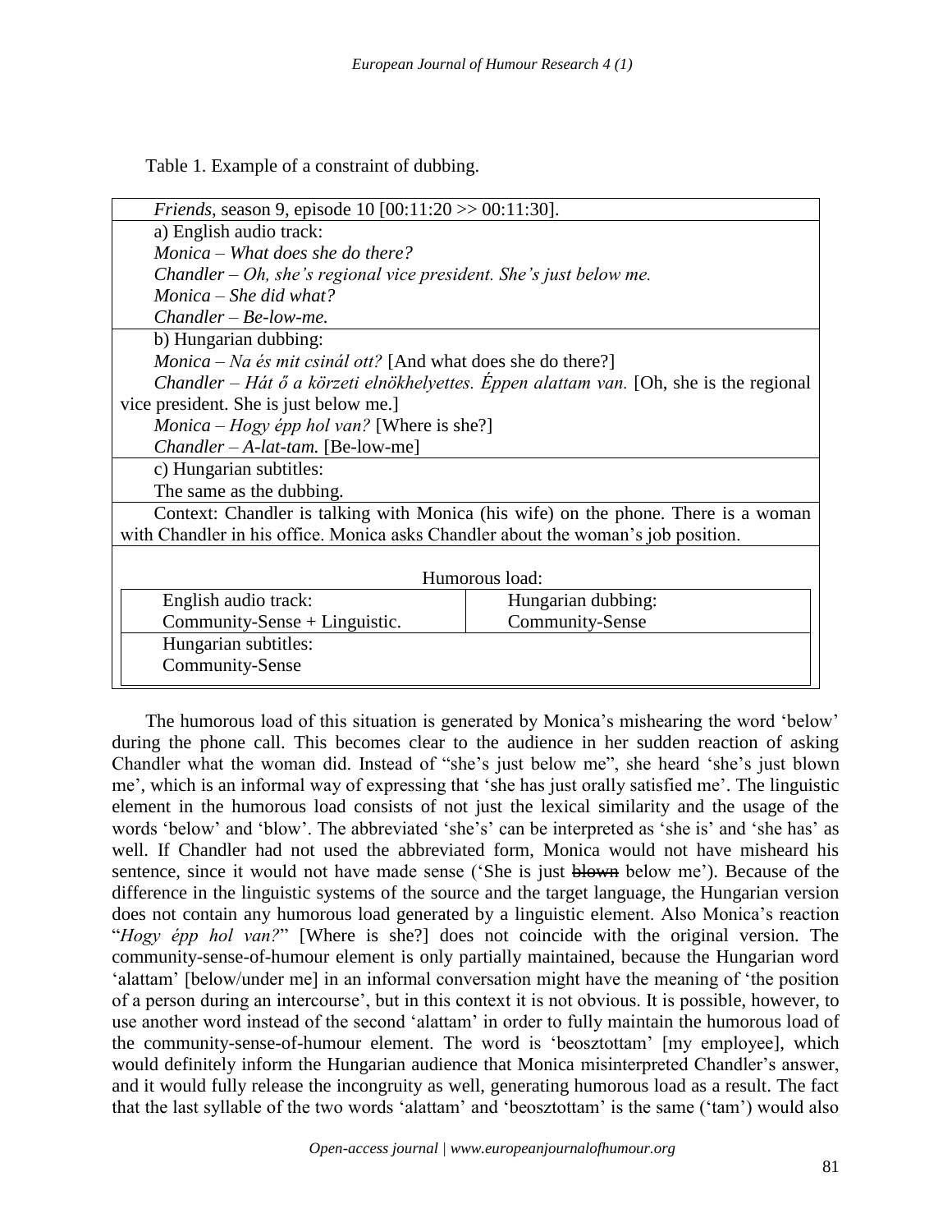Table 1. Example of a constraint of dubbing.

| *Friends*, season 9, episode 10 [00:11:20 >> 00:11:30]. | |
|---|---|
| a) English audio track:<br>*Monica – What does she do there?*<br>*Chandler – Oh, she's regional vice president. She's just below me.*<br>*Monica – She did what?*<br>*Chandler – Be-low-me.* | |
| b) Hungarian dubbing:<br>*Monica – Na és mit csinál ott?* [And what does she do there?]<br>*Chandler – Hát ő a körzeti elnökhelyettes. Éppen alattam van.* [Oh, she is the regional vice president. She is just below me.]<br>*Monica – Hogy épp hol van?* [Where is she?]<br>*Chandler – A-lat-tam.* [Be-low-me] | |
| c) Hungarian subtitles:<br>The same as the dubbing. | |
| Context: Chandler is talking with Monica (his wife) on the phone. There is a woman with Chandler in his office. Monica asks Chandler about the woman's job position. | |
| Humorous load: | |
| English audio track:<br>Community-Sense + Linguistic. | Hungarian dubbing:<br>Community-Sense |
| Hungarian subtitles:<br>Community-Sense | |

The humorous load of this situation is generated by Monica's mishearing the word 'below' during the phone call. This becomes clear to the audience in her sudden reaction of asking Chandler what the woman did. Instead of "she's just below me", she heard 'she's just blown me', which is an informal way of expressing that 'she has just orally satisfied me'. The linguistic element in the humorous load consists of not just the lexical similarity and the usage of the words 'below' and 'blow'. The abbreviated 'she's' can be interpreted as 'she is' and 'she has' as well. If Chandler had not used the abbreviated form, Monica would not have misheard his sentence, since it would not have made sense ('She is just ~~blown~~ below me'). Because of the difference in the linguistic systems of the source and the target language, the Hungarian version does not contain any humorous load generated by a linguistic element. Also Monica's reaction "*Hogy épp hol van?*" [Where is she?] does not coincide with the original version. The community-sense-of-humour element is only partially maintained, because the Hungarian word 'alattam' [below/under me] in an informal conversation might have the meaning of 'the position of a person during an intercourse', but in this context it is not obvious. It is possible, however, to use another word instead of the second 'alattam' in order to fully maintain the humorous load of the community-sense-of-humour element. The word is 'beosztottam' [my employee], which would definitely inform the Hungarian audience that Monica misinterpreted Chandler's answer, and it would fully release the incongruity as well, generating humorous load as a result. The fact that the last syllable of the two words 'alattam' and 'beosztottam' is the same ('tam') would also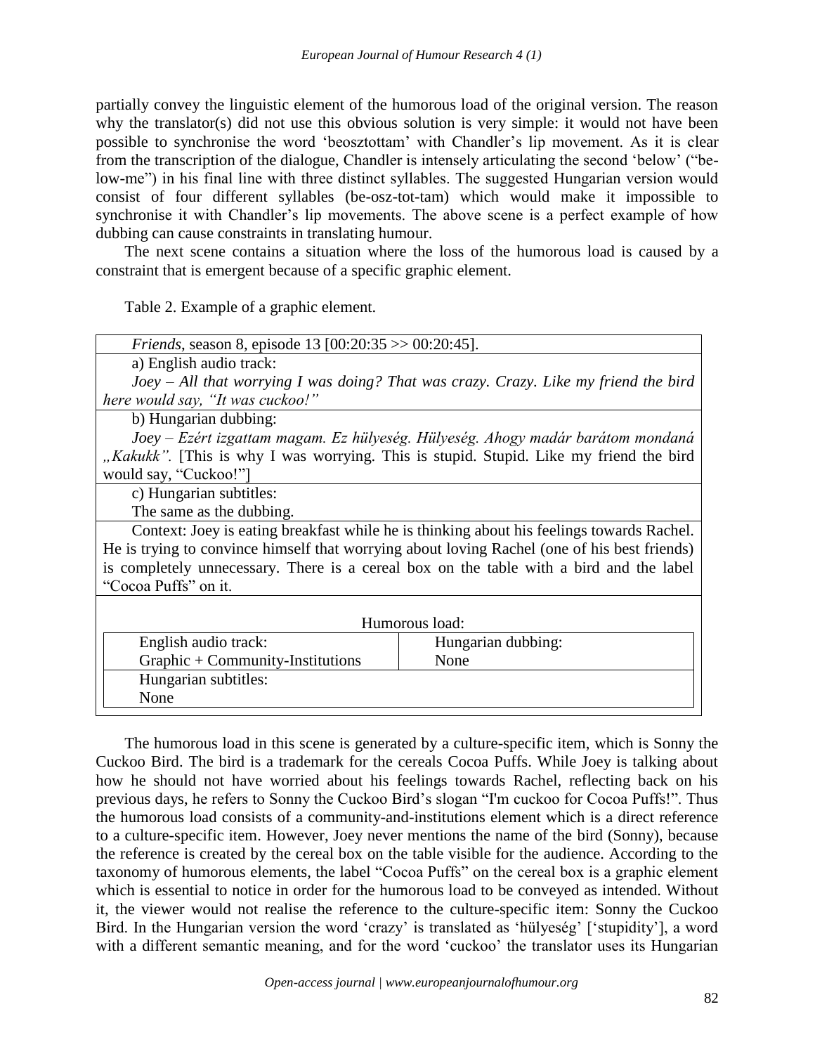partially convey the linguistic element of the humorous load of the original version. The reason why the translator(s) did not use this obvious solution is very simple: it would not have been possible to synchronise the word 'beosztottam' with Chandler's lip movement. As it is clear from the transcription of the dialogue, Chandler is intensely articulating the second 'below' ("be-low-me") in his final line with three distinct syllables. The suggested Hungarian version would consist of four different syllables (be-osz-tot-tam) which would make it impossible to synchronise it with Chandler's lip movements. The above scene is a perfect example of how dubbing can cause constraints in translating humour.

The next scene contains a situation where the loss of the humorous load is caused by a constraint that is emergent because of a specific graphic element.

Table 2. Example of a graphic element.

| *Friends*, season 8, episode 13 [00:20:35 >> 00:20:45]. | |
|---|---|
| a) English audio track: *Joey – All that worrying I was doing? That was crazy. Crazy. Like my friend the bird here would say, "It was cuckoo!"* | |
| b) Hungarian dubbing: *Joey – Ezért izgattam magam. Ez hülyeség. Hülyeség. Ahogy madár barátom mondaná „Kakukk".* [This is why I was worrying. This is stupid. Stupid. Like my friend the bird would say, "Cuckoo!"] | |
| c) Hungarian subtitles: The same as the dubbing. | |
| Context: Joey is eating breakfast while he is thinking about his feelings towards Rachel. He is trying to convince himself that worrying about loving Rachel (one of his best friends) is completely unnecessary. There is a cereal box on the table with a bird and the label "Cocoa Puffs" on it. | |
| Humorous load: | |
| English audio track: Graphic + Community-Institutions | Hungarian dubbing: None |
| Hungarian subtitles: None | |

The humorous load in this scene is generated by a culture-specific item, which is Sonny the Cuckoo Bird. The bird is a trademark for the cereals Cocoa Puffs. While Joey is talking about how he should not have worried about his feelings towards Rachel, reflecting back on his previous days, he refers to Sonny the Cuckoo Bird's slogan "I'm cuckoo for Cocoa Puffs!". Thus the humorous load consists of a community-and-institutions element which is a direct reference to a culture-specific item. However, Joey never mentions the name of the bird (Sonny), because the reference is created by the cereal box on the table visible for the audience. According to the taxonomy of humorous elements, the label "Cocoa Puffs" on the cereal box is a graphic element which is essential to notice in order for the humorous load to be conveyed as intended. Without it, the viewer would not realise the reference to the culture-specific item: Sonny the Cuckoo Bird. In the Hungarian version the word 'crazy' is translated as 'hülyeség' ['stupidity'], a word with a different semantic meaning, and for the word 'cuckoo' the translator uses its Hungarian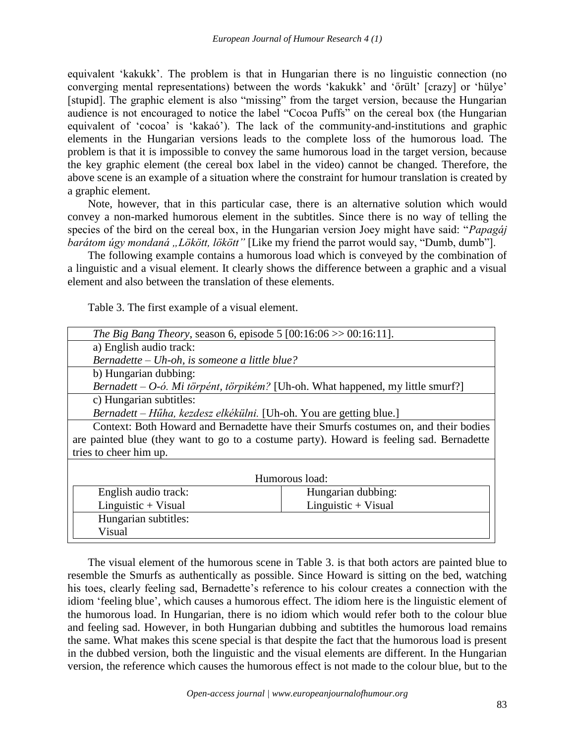equivalent 'kakukk'. The problem is that in Hungarian there is no linguistic connection (no converging mental representations) between the words 'kakukk' and 'őrült' [crazy] or 'hülye' [stupid]. The graphic element is also "missing" from the target version, because the Hungarian audience is not encouraged to notice the label "Cocoa Puffs" on the cereal box (the Hungarian equivalent of 'cocoa' is 'kakaó'). The lack of the community-and-institutions and graphic elements in the Hungarian versions leads to the complete loss of the humorous load. The problem is that it is impossible to convey the same humorous load in the target version, because the key graphic element (the cereal box label in the video) cannot be changed. Therefore, the above scene is an example of a situation where the constraint for humour translation is created by a graphic element.

Note, however, that in this particular case, there is an alternative solution which would convey a non-marked humorous element in the subtitles. Since there is no way of telling the species of the bird on the cereal box, in the Hungarian version Joey might have said: "*Papagáj barátom úgy mondaná „Lökött, lökött"* [Like my friend the parrot would say, "Dumb, dumb"].

The following example contains a humorous load which is conveyed by the combination of a linguistic and a visual element. It clearly shows the difference between a graphic and a visual element and also between the translation of these elements.

Table 3. The first example of a visual element.

| *The Big Bang Theory*, season 6, episode 5 [00:16:06 >> 00:16:11]. | |
|---|---|
| a) English audio track: *Bernadette – Uh-oh, is someone a little blue?* | |
| b) Hungarian dubbing: *Bernadett – O-ó. Mi törpént, törpikém?* [Uh-oh. What happened, my little smurf?] | |
| c) Hungarian subtitles: *Bernadett – Hűha, kezdesz elkékülni.* [Uh-oh. You are getting blue.] | |
| Context: Both Howard and Bernadette have their Smurfs costumes on, and their bodies are painted blue (they want to go to a costume party). Howard is feeling sad. Bernadette tries to cheer him up. | |
| Humorous load: | |
| English audio track: Linguistic + Visual | Hungarian dubbing: Linguistic + Visual |
| Hungarian subtitles: Visual | |

The visual element of the humorous scene in Table 3. is that both actors are painted blue to resemble the Smurfs as authentically as possible. Since Howard is sitting on the bed, watching his toes, clearly feeling sad, Bernadette's reference to his colour creates a connection with the idiom 'feeling blue', which causes a humorous effect. The idiom here is the linguistic element of the humorous load. In Hungarian, there is no idiom which would refer both to the colour blue and feeling sad. However, in both Hungarian dubbing and subtitles the humorous load remains the same. What makes this scene special is that despite the fact that the humorous load is present in the dubbed version, both the linguistic and the visual elements are different. In the Hungarian version, the reference which causes the humorous effect is not made to the colour blue, but to the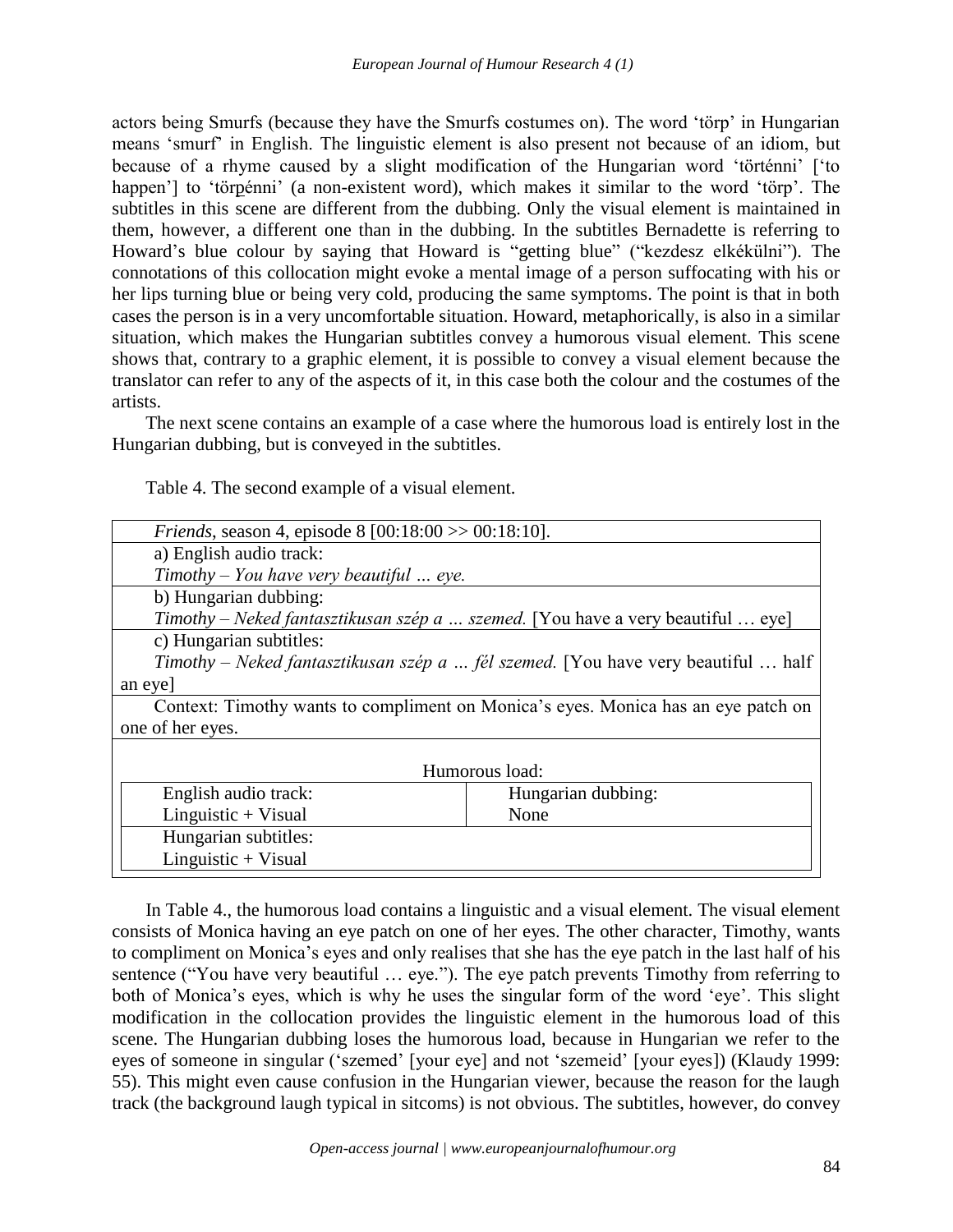actors being Smurfs (because they have the Smurfs costumes on). The word 'törp' in Hungarian means 'smurf' in English. The linguistic element is also present not because of an idiom, but because of a rhyme caused by a slight modification of the Hungarian word 'történni' ['to happen'] to 'törpénni' (a non-existent word), which makes it similar to the word 'törp'. The subtitles in this scene are different from the dubbing. Only the visual element is maintained in them, however, a different one than in the dubbing. In the subtitles Bernadette is referring to Howard's blue colour by saying that Howard is "getting blue" ("kezdesz elkékülni"). The connotations of this collocation might evoke a mental image of a person suffocating with his or her lips turning blue or being very cold, producing the same symptoms. The point is that in both cases the person is in a very uncomfortable situation. Howard, metaphorically, is also in a similar situation, which makes the Hungarian subtitles convey a humorous visual element. This scene shows that, contrary to a graphic element, it is possible to convey a visual element because the translator can refer to any of the aspects of it, in this case both the colour and the costumes of the artists.

The next scene contains an example of a case where the humorous load is entirely lost in the Hungarian dubbing, but is conveyed in the subtitles.

Table 4. The second example of a visual element.

| *Friends*, season 4, episode 8 [00:18:00 >> 00:18:10]. | |
|---|---|
| a) English audio track: *Timothy – You have very beautiful … eye.* | |
| b) Hungarian dubbing: *Timothy – Neked fantasztikusan szép a … szemed.* [You have a very beautiful … eye] | |
| c) Hungarian subtitles: *Timothy – Neked fantasztikusan szép a … fél szemed.* [You have very beautiful … half an eye] | |
| Context: Timothy wants to compliment on Monica's eyes. Monica has an eye patch on one of her eyes. | |
| Humorous load: | |
| English audio track: Linguistic + Visual | Hungarian dubbing: None |
| Hungarian subtitles: Linguistic + Visual | |

In Table 4., the humorous load contains a linguistic and a visual element. The visual element consists of Monica having an eye patch on one of her eyes. The other character, Timothy, wants to compliment on Monica's eyes and only realises that she has the eye patch in the last half of his sentence ("You have very beautiful … eye."). The eye patch prevents Timothy from referring to both of Monica's eyes, which is why he uses the singular form of the word 'eye'. This slight modification in the collocation provides the linguistic element in the humorous load of this scene. The Hungarian dubbing loses the humorous load, because in Hungarian we refer to the eyes of someone in singular ('szemed' [your eye] and not 'szemeid' [your eyes]) (Klaudy 1999: 55). This might even cause confusion in the Hungarian viewer, because the reason for the laugh track (the background laugh typical in sitcoms) is not obvious. The subtitles, however, do convey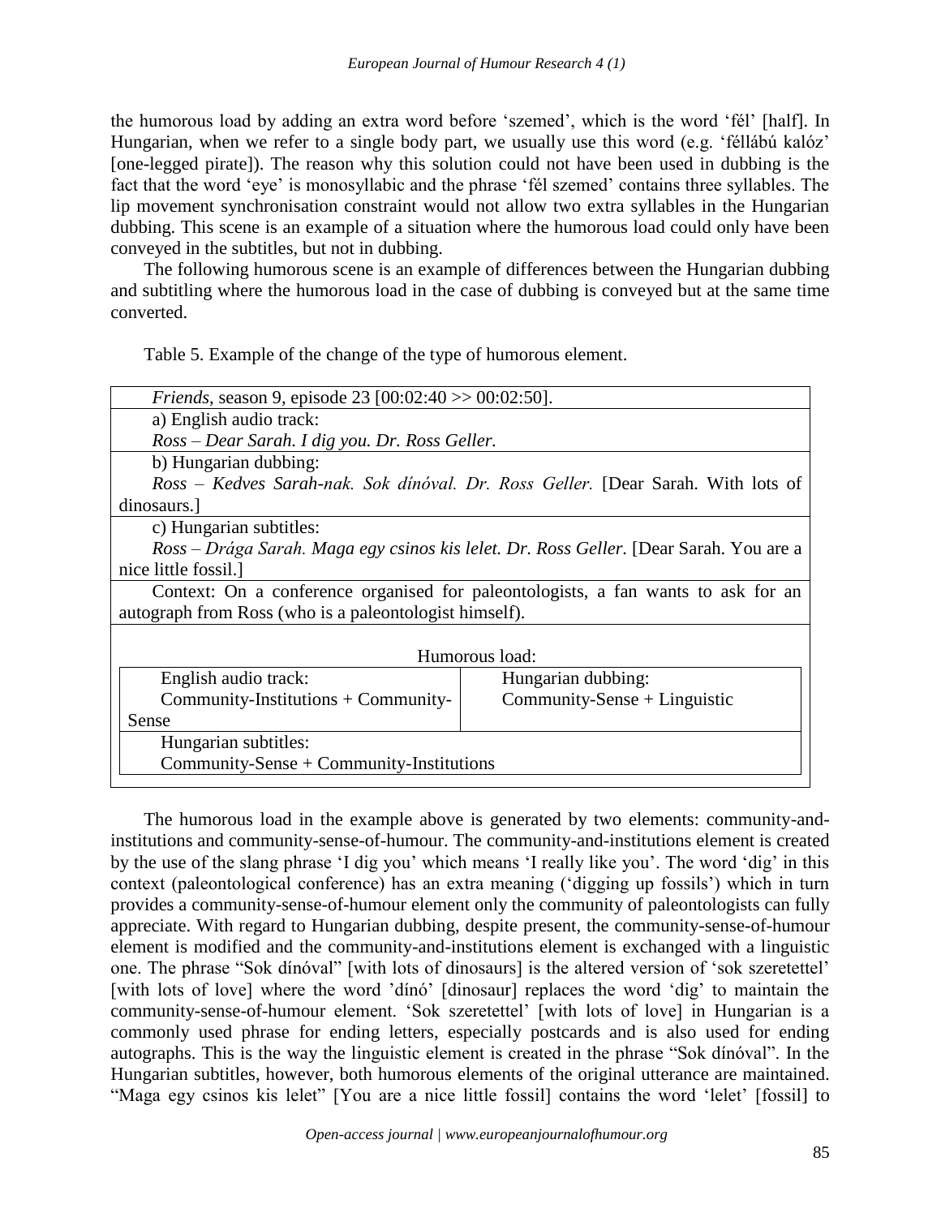the humorous load by adding an extra word before 'szemed', which is the word 'fél' [half]. In Hungarian, when we refer to a single body part, we usually use this word (e.g. 'féllábú kalóz' [one-legged pirate]). The reason why this solution could not have been used in dubbing is the fact that the word 'eye' is monosyllabic and the phrase 'fél szemed' contains three syllables. The lip movement synchronisation constraint would not allow two extra syllables in the Hungarian dubbing. This scene is an example of a situation where the humorous load could only have been conveyed in the subtitles, but not in dubbing.

The following humorous scene is an example of differences between the Hungarian dubbing and subtitling where the humorous load in the case of dubbing is conveyed but at the same time converted.

Table 5. Example of the change of the type of humorous element.

| *Friends*, season 9, episode 23 [00:02:40 >> 00:02:50]. | |
|---|---|
| a) English audio track:<br>*Ross – Dear Sarah. I dig you. Dr. Ross Geller.* | |
| b) Hungarian dubbing:<br>*Ross – Kedves Sarah-nak. Sok dínóval. Dr. Ross Geller.* [Dear Sarah. With lots of dinosaurs.] | |
| c) Hungarian subtitles:<br>*Ross – Drága Sarah. Maga egy csinos kis lelet. Dr. Ross Geller.* [Dear Sarah. You are a nice little fossil.] | |
| Context: On a conference organised for paleontologists, a fan wants to ask for an autograph from Ross (who is a paleontologist himself). | |
| Humorous load: | |
| English audio track:<br>Community-Institutions + Community-Sense | Hungarian dubbing:<br>Community-Sense + Linguistic |
| Hungarian subtitles:<br>Community-Sense + Community-Institutions | |

The humorous load in the example above is generated by two elements: community-and-institutions and community-sense-of-humour. The community-and-institutions element is created by the use of the slang phrase 'I dig you' which means 'I really like you'. The word 'dig' in this context (paleontological conference) has an extra meaning ('digging up fossils') which in turn provides a community-sense-of-humour element only the community of paleontologists can fully appreciate. With regard to Hungarian dubbing, despite present, the community-sense-of-humour element is modified and the community-and-institutions element is exchanged with a linguistic one. The phrase "Sok dínóval" [with lots of dinosaurs] is the altered version of 'sok szeretettel' [with lots of love] where the word 'dínó' [dinosaur] replaces the word 'dig' to maintain the community-sense-of-humour element. 'Sok szeretettel' [with lots of love] in Hungarian is a commonly used phrase for ending letters, especially postcards and is also used for ending autographs. This is the way the linguistic element is created in the phrase "Sok dínóval". In the Hungarian subtitles, however, both humorous elements of the original utterance are maintained. "Maga egy csinos kis lelet" [You are a nice little fossil] contains the word 'lelet' [fossil] to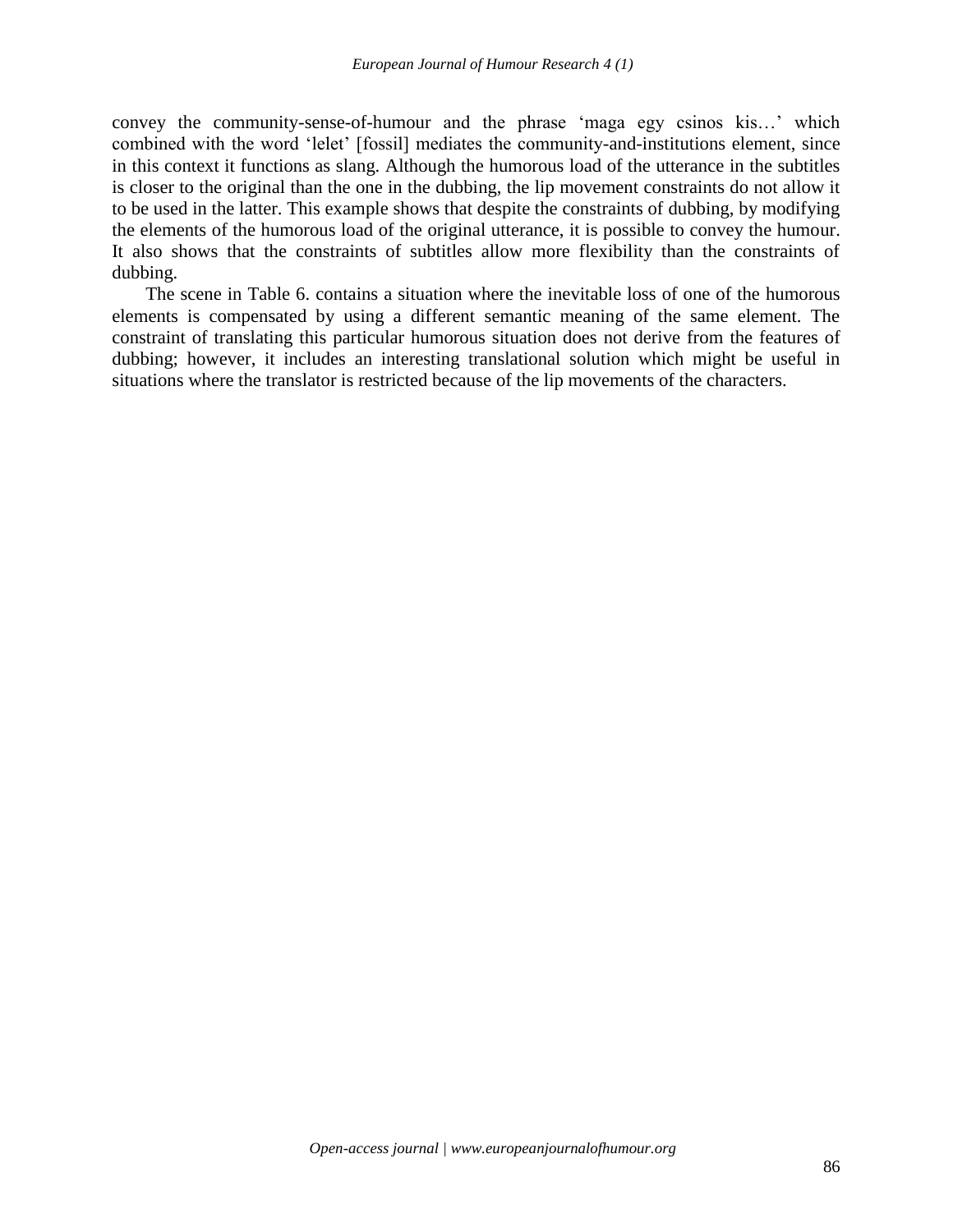convey the community-sense-of-humour and the phrase 'maga egy csinos kis…' which combined with the word 'lelet' [fossil] mediates the community-and-institutions element, since in this context it functions as slang. Although the humorous load of the utterance in the subtitles is closer to the original than the one in the dubbing, the lip movement constraints do not allow it to be used in the latter. This example shows that despite the constraints of dubbing, by modifying the elements of the humorous load of the original utterance, it is possible to convey the humour. It also shows that the constraints of subtitles allow more flexibility than the constraints of dubbing.

The scene in Table 6. contains a situation where the inevitable loss of one of the humorous elements is compensated by using a different semantic meaning of the same element. The constraint of translating this particular humorous situation does not derive from the features of dubbing; however, it includes an interesting translational solution which might be useful in situations where the translator is restricted because of the lip movements of the characters.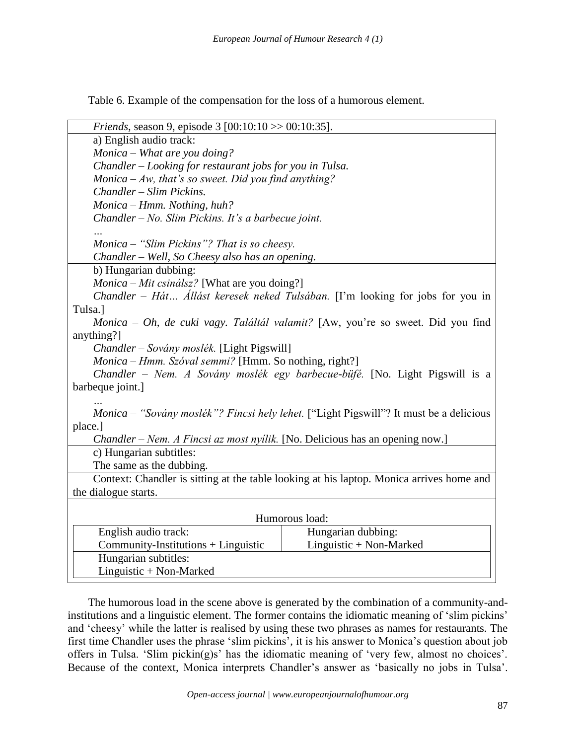Table 6. Example of the compensation for the loss of a humorous element.

*Friends*, season 9, episode 3 [00:10:10 >> 00:10:35].

a) English audio track:

*Monica – What are you doing?*

*Chandler – Looking for restaurant jobs for you in Tulsa.*

*Monica – Aw, that's so sweet. Did you find anything?*

*Chandler – Slim Pickins.*

*Monica – Hmm. Nothing, huh?*

*Chandler – No. Slim Pickins. It's a barbecue joint.*

*…*

*Monica – "Slim Pickins"? That is so cheesy.*

*Chandler – Well, So Cheesy also has an opening.*

b) Hungarian dubbing:

*Monica – Mit csinálsz?* [What are you doing?]

*Chandler – Hát… Állást keresek neked Tulsában.* [I'm looking for jobs for you in Tulsa.]

*Monica – Oh, de cuki vagy. Találtál valamit?* [Aw, you're so sweet. Did you find anything?]

*Chandler – Sovány moslék.* [Light Pigswill]

*Monica – Hmm. Szóval semmi?* [Hmm. So nothing, right?]

*Chandler – Nem. A Sovány moslék egy barbecue-büfé.* [No. Light Pigswill is a barbeque joint.]

*…*

*Monica – "Sovány moslék"? Fincsi hely lehet.* ["Light Pigswill"? It must be a delicious place.]

*Chandler – Nem. A Fincsi az most nyílik.* [No. Delicious has an opening now.]

c) Hungarian subtitles:

The same as the dubbing.

Context: Chandler is sitting at the table looking at his laptop. Monica arrives home and the dialogue starts.

Humorous load:

| English audio track: Community-Institutions + Linguistic | Hungarian dubbing: Linguistic + Non-Marked |
|---|---|
| Hungarian subtitles: Linguistic + Non-Marked | |

The humorous load in the scene above is generated by the combination of a community-and-institutions and a linguistic element. The former contains the idiomatic meaning of 'slim pickins' and 'cheesy' while the latter is realised by using these two phrases as names for restaurants. The first time Chandler uses the phrase 'slim pickins', it is his answer to Monica's question about job offers in Tulsa. 'Slim pickin(g)s' has the idiomatic meaning of 'very few, almost no choices'. Because of the context, Monica interprets Chandler's answer as 'basically no jobs in Tulsa'.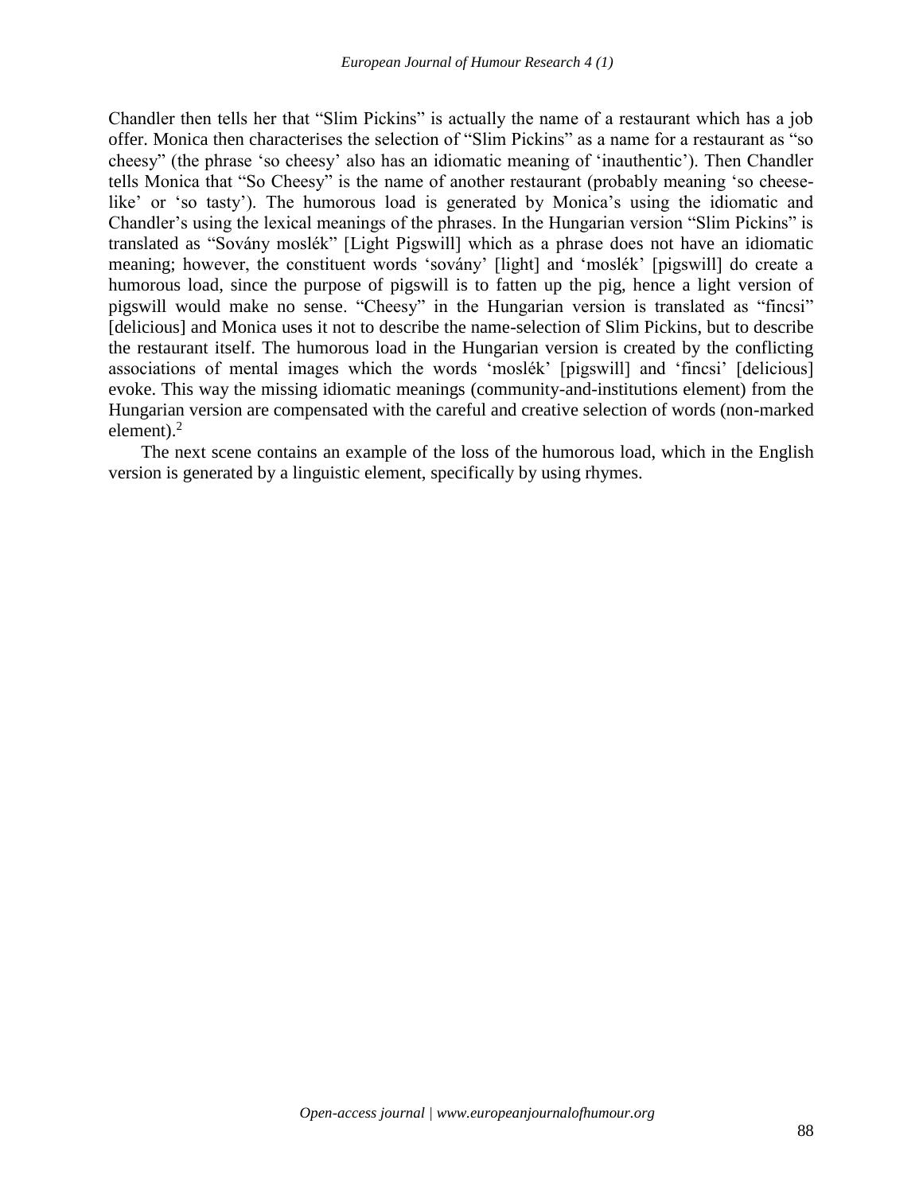Chandler then tells her that "Slim Pickins" is actually the name of a restaurant which has a job offer. Monica then characterises the selection of "Slim Pickins" as a name for a restaurant as "so cheesy" (the phrase 'so cheesy' also has an idiomatic meaning of 'inauthentic'). Then Chandler tells Monica that "So Cheesy" is the name of another restaurant (probably meaning 'so cheese-like' or 'so tasty'). The humorous load is generated by Monica's using the idiomatic and Chandler's using the lexical meanings of the phrases. In the Hungarian version "Slim Pickins" is translated as "Sovány moslék" [Light Pigswill] which as a phrase does not have an idiomatic meaning; however, the constituent words 'sovány' [light] and 'moslék' [pigswill] do create a humorous load, since the purpose of pigswill is to fatten up the pig, hence a light version of pigswill would make no sense. "Cheesy" in the Hungarian version is translated as "fincsi" [delicious] and Monica uses it not to describe the name-selection of Slim Pickins, but to describe the restaurant itself. The humorous load in the Hungarian version is created by the conflicting associations of mental images which the words 'moslék' [pigswill] and 'fincsi' [delicious] evoke. This way the missing idiomatic meanings (community-and-institutions element) from the Hungarian version are compensated with the careful and creative selection of words (non-marked element).[2]

The next scene contains an example of the loss of the humorous load, which in the English version is generated by a linguistic element, specifically by using rhymes.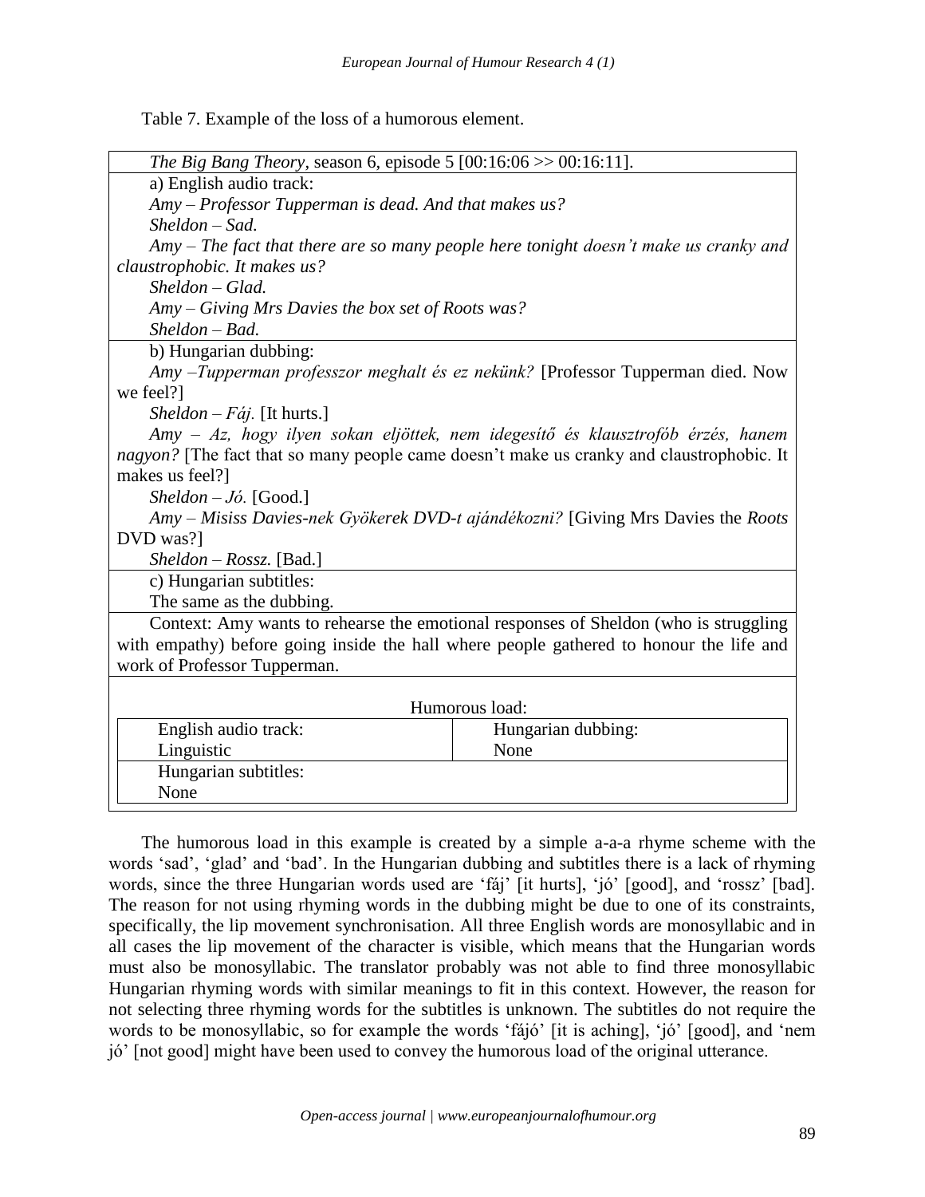Table 7. Example of the loss of a humorous element.

*The Big Bang Theory*, season 6, episode 5 [00:16:06 >> 00:16:11].

a) English audio track:

*Amy – Professor Tupperman is dead. And that makes us?*

*Sheldon – Sad.*

*Amy – The fact that there are so many people here tonight doesn't make us cranky and claustrophobic. It makes us?*

*Sheldon – Glad.*

*Amy – Giving Mrs Davies the box set of Roots was?*

*Sheldon – Bad.*

b) Hungarian dubbing:

*Amy –Tupperman professzor meghalt és ez nekünk?* [Professor Tupperman died. Now we feel?]

*Sheldon – Fáj.* [It hurts.]

*Amy – Az, hogy ilyen sokan eljöttek, nem idegesítő és klausztrofób érzés, hanem nagyon?* [The fact that so many people came doesn't make us cranky and claustrophobic. It makes us feel?]

*Sheldon – Jó.* [Good.]

*Amy – Misiss Davies-nek Gyökerek DVD-t ajándékozni?* [Giving Mrs Davies the *Roots* DVD was?]

*Sheldon – Rossz.* [Bad.]

c) Hungarian subtitles:

The same as the dubbing.

Context: Amy wants to rehearse the emotional responses of Sheldon (who is struggling with empathy) before going inside the hall where people gathered to honour the life and work of Professor Tupperman.

Humorous load:

| English audio track: | Hungarian dubbing: |
|---|---|
| Linguistic | None |
| Hungarian subtitles: None | |

The humorous load in this example is created by a simple a-a-a rhyme scheme with the words 'sad', 'glad' and 'bad'. In the Hungarian dubbing and subtitles there is a lack of rhyming words, since the three Hungarian words used are 'fáj' [it hurts], 'jó' [good], and 'rossz' [bad]. The reason for not using rhyming words in the dubbing might be due to one of its constraints, specifically, the lip movement synchronisation. All three English words are monosyllabic and in all cases the lip movement of the character is visible, which means that the Hungarian words must also be monosyllabic. The translator probably was not able to find three monosyllabic Hungarian rhyming words with similar meanings to fit in this context. However, the reason for not selecting three rhyming words for the subtitles is unknown. The subtitles do not require the words to be monosyllabic, so for example the words 'fájó' [it is aching], 'jó' [good], and 'nem jó' [not good] might have been used to convey the humorous load of the original utterance.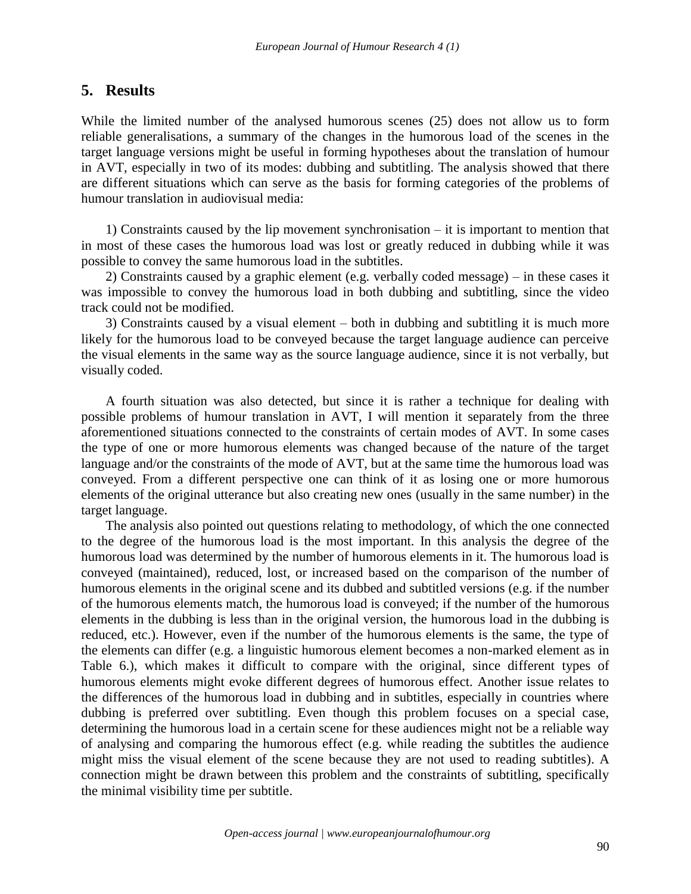## 5. Results

While the limited number of the analysed humorous scenes (25) does not allow us to form reliable generalisations, a summary of the changes in the humorous load of the scenes in the target language versions might be useful in forming hypotheses about the translation of humour in AVT, especially in two of its modes: dubbing and subtitling. The analysis showed that there are different situations which can serve as the basis for forming categories of the problems of humour translation in audiovisual media:

1) Constraints caused by the lip movement synchronisation – it is important to mention that in most of these cases the humorous load was lost or greatly reduced in dubbing while it was possible to convey the same humorous load in the subtitles.

2) Constraints caused by a graphic element (e.g. verbally coded message) – in these cases it was impossible to convey the humorous load in both dubbing and subtitling, since the video track could not be modified.

3) Constraints caused by a visual element – both in dubbing and subtitling it is much more likely for the humorous load to be conveyed because the target language audience can perceive the visual elements in the same way as the source language audience, since it is not verbally, but visually coded.

A fourth situation was also detected, but since it is rather a technique for dealing with possible problems of humour translation in AVT, I will mention it separately from the three aforementioned situations connected to the constraints of certain modes of AVT. In some cases the type of one or more humorous elements was changed because of the nature of the target language and/or the constraints of the mode of AVT, but at the same time the humorous load was conveyed. From a different perspective one can think of it as losing one or more humorous elements of the original utterance but also creating new ones (usually in the same number) in the target language.

The analysis also pointed out questions relating to methodology, of which the one connected to the degree of the humorous load is the most important. In this analysis the degree of the humorous load was determined by the number of humorous elements in it. The humorous load is conveyed (maintained), reduced, lost, or increased based on the comparison of the number of humorous elements in the original scene and its dubbed and subtitled versions (e.g. if the number of the humorous elements match, the humorous load is conveyed; if the number of the humorous elements in the dubbing is less than in the original version, the humorous load in the dubbing is reduced, etc.). However, even if the number of the humorous elements is the same, the type of the elements can differ (e.g. a linguistic humorous element becomes a non-marked element as in Table 6.), which makes it difficult to compare with the original, since different types of humorous elements might evoke different degrees of humorous effect. Another issue relates to the differences of the humorous load in dubbing and in subtitles, especially in countries where dubbing is preferred over subtitling. Even though this problem focuses on a special case, determining the humorous load in a certain scene for these audiences might not be a reliable way of analysing and comparing the humorous effect (e.g. while reading the subtitles the audience might miss the visual element of the scene because they are not used to reading subtitles). A connection might be drawn between this problem and the constraints of subtitling, specifically the minimal visibility time per subtitle.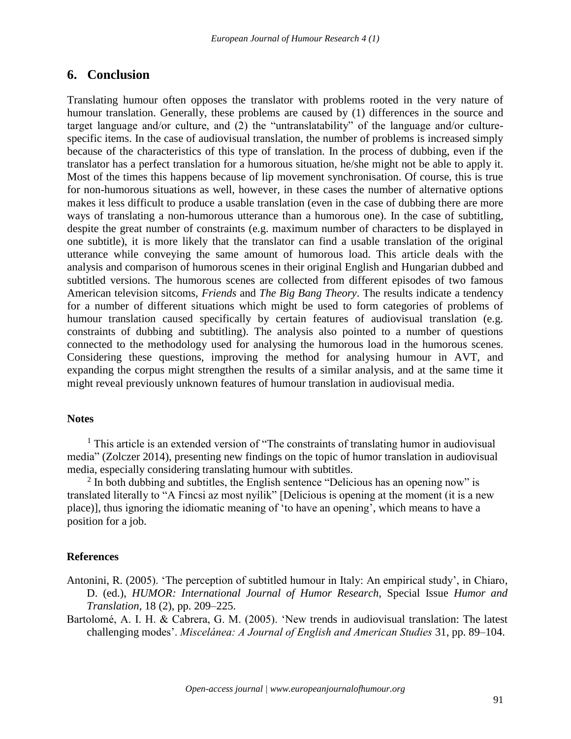## 6. Conclusion

Translating humour often opposes the translator with problems rooted in the very nature of humour translation. Generally, these problems are caused by (1) differences in the source and target language and/or culture, and (2) the "untranslatability" of the language and/or culture-specific items. In the case of audiovisual translation, the number of problems is increased simply because of the characteristics of this type of translation. In the process of dubbing, even if the translator has a perfect translation for a humorous situation, he/she might not be able to apply it. Most of the times this happens because of lip movement synchronisation. Of course, this is true for non-humorous situations as well, however, in these cases the number of alternative options makes it less difficult to produce a usable translation (even in the case of dubbing there are more ways of translating a non-humorous utterance than a humorous one). In the case of subtitling, despite the great number of constraints (e.g. maximum number of characters to be displayed in one subtitle), it is more likely that the translator can find a usable translation of the original utterance while conveying the same amount of humorous load. This article deals with the analysis and comparison of humorous scenes in their original English and Hungarian dubbed and subtitled versions. The humorous scenes are collected from different episodes of two famous American television sitcoms, *Friends* and *The Big Bang Theory*. The results indicate a tendency for a number of different situations which might be used to form categories of problems of humour translation caused specifically by certain features of audiovisual translation (e.g. constraints of dubbing and subtitling). The analysis also pointed to a number of questions connected to the methodology used for analysing the humorous load in the humorous scenes. Considering these questions, improving the method for analysing humour in AVT, and expanding the corpus might strengthen the results of a similar analysis, and at the same time it might reveal previously unknown features of humour translation in audiovisual media.

### Notes

[1] This article is an extended version of "The constraints of translating humor in audiovisual media" (Zolczer 2014), presenting new findings on the topic of humor translation in audiovisual media, especially considering translating humour with subtitles.

[2] In both dubbing and subtitles, the English sentence "Delicious has an opening now" is translated literally to "A Fincsi az most nyílik" [Delicious is opening at the moment (it is a new place)], thus ignoring the idiomatic meaning of 'to have an opening', which means to have a position for a job.

### References

Antonini, R. (2005). 'The perception of subtitled humour in Italy: An empirical study', in Chiaro, D. (ed.), *HUMOR: International Journal of Humor Research,* Special Issue *Humor and Translation*, 18 (2), pp. 209–225.

Bartolomé, A. I. H. & Cabrera, G. M. (2005). 'New trends in audiovisual translation: The latest challenging modes'. *Miscelánea: A Journal of English and American Studies* 31, pp. 89–104.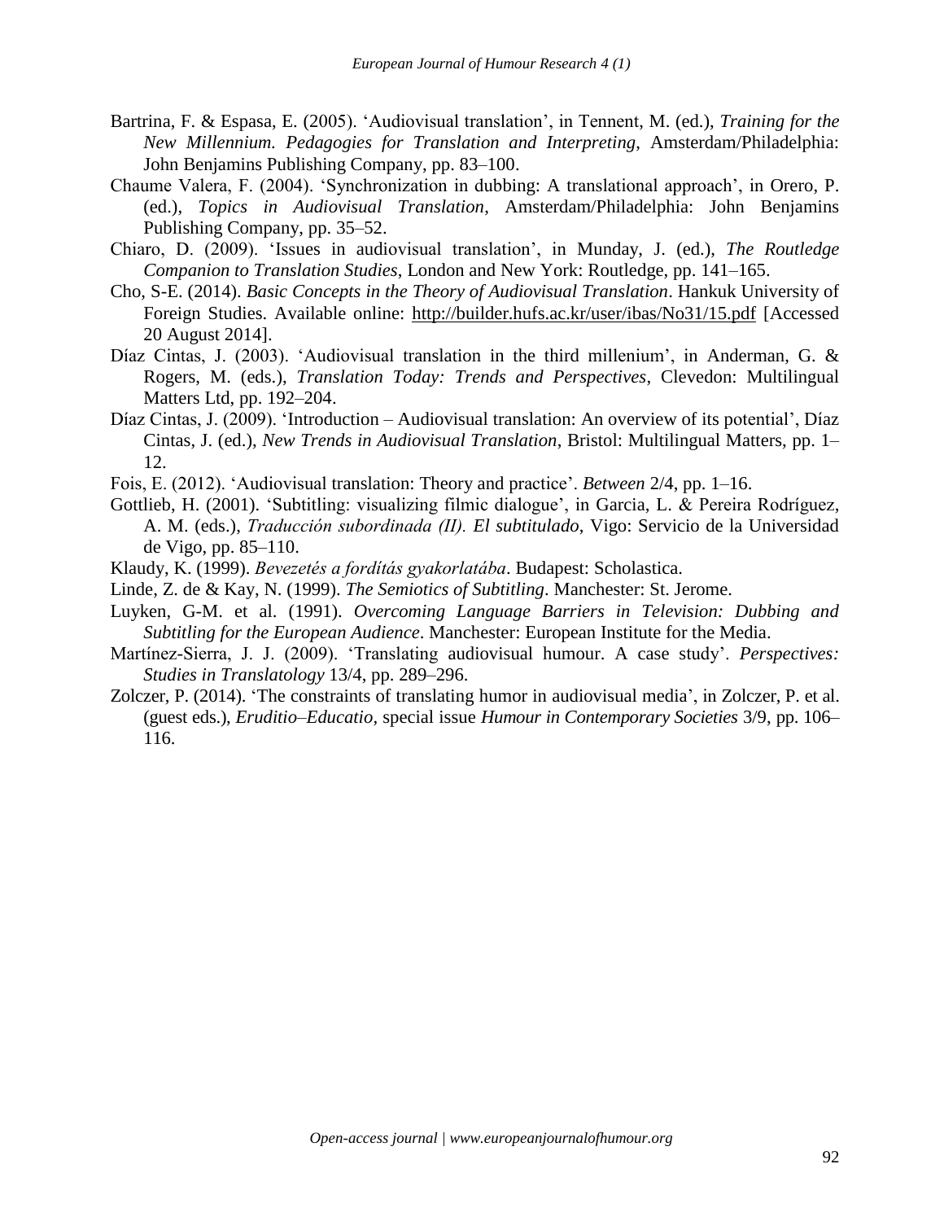Bartrina, F. & Espasa, E. (2005). 'Audiovisual translation', in Tennent, M. (ed.), *Training for the New Millennium. Pedagogies for Translation and Interpreting*, Amsterdam/Philadelphia: John Benjamins Publishing Company, pp. 83–100.

Chaume Valera, F. (2004). 'Synchronization in dubbing: A translational approach', in Orero, P. (ed.), *Topics in Audiovisual Translation*, Amsterdam/Philadelphia: John Benjamins Publishing Company, pp. 35–52.

Chiaro, D. (2009). 'Issues in audiovisual translation', in Munday, J. (ed.), *The Routledge Companion to Translation Studies*, London and New York: Routledge, pp. 141–165.

Cho, S-E. (2014). *Basic Concepts in the Theory of Audiovisual Translation*. Hankuk University of Foreign Studies. Available online: http://builder.hufs.ac.kr/user/ibas/No31/15.pdf [Accessed 20 August 2014].

Díaz Cintas, J. (2003). 'Audiovisual translation in the third millenium', in Anderman, G. & Rogers, M. (eds.), *Translation Today: Trends and Perspectives*, Clevedon: Multilingual Matters Ltd, pp. 192–204.

Díaz Cintas, J. (2009). 'Introduction – Audiovisual translation: An overview of its potential', Díaz Cintas, J. (ed.), *New Trends in Audiovisual Translation*, Bristol: Multilingual Matters, pp. 1–12.

Fois, E. (2012). 'Audiovisual translation: Theory and practice'. *Between* 2/4, pp. 1–16.

Gottlieb, H. (2001). 'Subtitling: visualizing filmic dialogue', in Garcia, L. & Pereira Rodríguez, A. M. (eds.), *Traducción subordinada (II). El subtitulado*, Vigo: Servicio de la Universidad de Vigo, pp. 85–110.

Klaudy, K. (1999). *Bevezetés a fordítás gyakorlatába*. Budapest: Scholastica.

Linde, Z. de & Kay, N. (1999). *The Semiotics of Subtitling*. Manchester: St. Jerome.

Luyken, G-M. et al. (1991). *Overcoming Language Barriers in Television: Dubbing and Subtitling for the European Audience*. Manchester: European Institute for the Media.

Martínez-Sierra, J. J. (2009). 'Translating audiovisual humour. A case study'. *Perspectives: Studies in Translatology* 13/4, pp. 289–296.

Zolczer, P. (2014). 'The constraints of translating humor in audiovisual media', in Zolczer, P. et al. (guest eds.), *Eruditio–Educatio*, special issue *Humour in Contemporary Societies* 3/9, pp. 106–116.